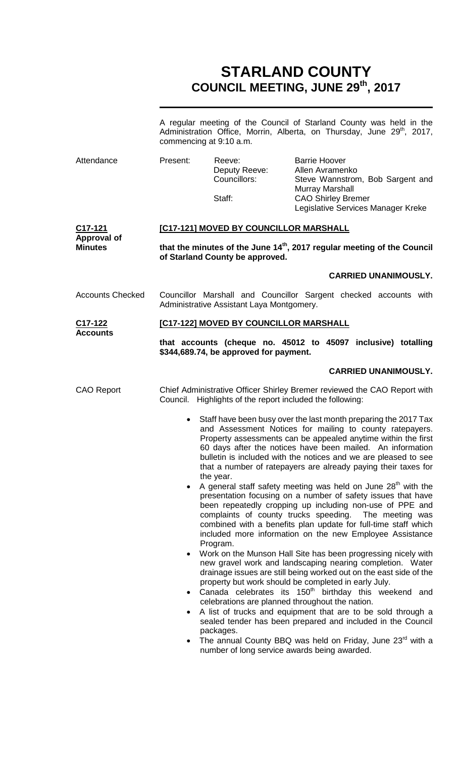# STARLAND COUNTY
# COUNCIL MEETING, JUNE 29th, 2017

A regular meeting of the Council of Starland County was held in the Administration Office, Morrin, Alberta, on Thursday, June 29th, 2017, commencing at 9:10 a.m.

| | | | |
|---|---|---|---|
| Attendance | Present: | Reeve: | Barrie Hoover |
| | | Deputy Reeve: | Allen Avramenko |
| | | Councillors: | Steve Wannstrom, Bob Sargent and Murray Marshall |
| | | Staff: | CAO Shirley Bremer<br>Legislative Services Manager Kreke |

**C17-121**
**Approval of Minutes**

**[C17-121] MOVED BY COUNCILLOR MARSHALL**

**that the minutes of the June 14th, 2017 regular meeting of the Council of Starland County be approved.**

**CARRIED UNANIMOUSLY.**

Accounts Checked

Councillor Marshall and Councillor Sargent checked accounts with Administrative Assistant Laya Montgomery.

**C17-122**
**Accounts**

**[C17-122] MOVED BY COUNCILLOR MARSHALL**

**that accounts (cheque no. 45012 to 45097 inclusive) totalling $344,689.74, be approved for payment.**

**CARRIED UNANIMOUSLY.**

CAO Report

Chief Administrative Officer Shirley Bremer reviewed the CAO Report with Council. Highlights of the report included the following:

- Staff have been busy over the last month preparing the 2017 Tax and Assessment Notices for mailing to county ratepayers. Property assessments can be appealed anytime within the first 60 days after the notices have been mailed. An information bulletin is included with the notices and we are pleased to see that a number of ratepayers are already paying their taxes for the year.
- A general staff safety meeting was held on June 28th with the presentation focusing on a number of safety issues that have been repeatedly cropping up including non-use of PPE and complaints of county trucks speeding. The meeting was combined with a benefits plan update for full-time staff which included more information on the new Employee Assistance Program.
- Work on the Munson Hall Site has been progressing nicely with new gravel work and landscaping nearing completion. Water drainage issues are still being worked out on the east side of the property but work should be completed in early July.
- Canada celebrates its 150th birthday this weekend and celebrations are planned throughout the nation.
- A list of trucks and equipment that are to be sold through a sealed tender has been prepared and included in the Council packages.
- The annual County BBQ was held on Friday, June 23rd with a number of long service awards being awarded.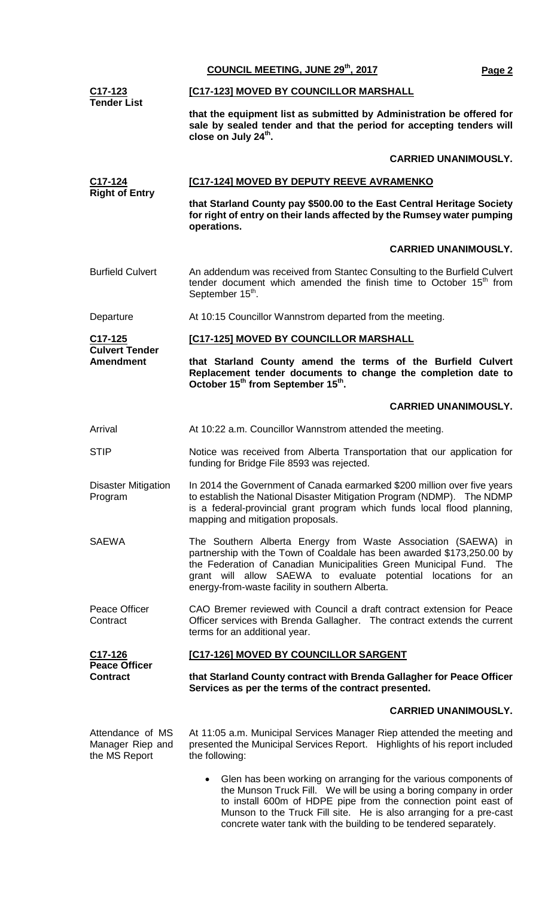**C17-123**
**Tender List**

**[C17-123] MOVED BY COUNCILLOR MARSHALL**

**that the equipment list as submitted by Administration be offered for sale by sealed tender and that the period for accepting tenders will close on July 24th.**

**CARRIED UNANIMOUSLY.**

**C17-124**
**Right of Entry**

**[C17-124] MOVED BY DEPUTY REEVE AVRAMENKO**

**that Starland County pay $500.00 to the East Central Heritage Society for right of entry on their lands affected by the Rumsey water pumping operations.**

**CARRIED UNANIMOUSLY.**

Burfield Culvert — An addendum was received from Stantec Consulting to the Burfield Culvert tender document which amended the finish time to October 15th from September 15th.

Departure — At 10:15 Councillor Wannstrom departed from the meeting.

**C17-125**
**Culvert Tender Amendment**

**[C17-125] MOVED BY COUNCILLOR MARSHALL**

**that Starland County amend the terms of the Burfield Culvert Replacement tender documents to change the completion date to October 15th from September 15th.**

**CARRIED UNANIMOUSLY.**

Arrival — At 10:22 a.m. Councillor Wannstrom attended the meeting.

STIP — Notice was received from Alberta Transportation that our application for funding for Bridge File 8593 was rejected.

Disaster Mitigation Program — In 2014 the Government of Canada earmarked $200 million over five years to establish the National Disaster Mitigation Program (NDMP). The NDMP is a federal-provincial grant program which funds local flood planning, mapping and mitigation proposals.

SAEWA — The Southern Alberta Energy from Waste Association (SAEWA) in partnership with the Town of Coaldale has been awarded $173,250.00 by the Federation of Canadian Municipalities Green Municipal Fund. The grant will allow SAEWA to evaluate potential locations for an energy-from-waste facility in southern Alberta.

Peace Officer Contract — CAO Bremer reviewed with Council a draft contract extension for Peace Officer services with Brenda Gallagher. The contract extends the current terms for an additional year.

**C17-126**
**Peace Officer Contract**

**[C17-126] MOVED BY COUNCILLOR SARGENT**

**that Starland County contract with Brenda Gallagher for Peace Officer Services as per the terms of the contract presented.**

**CARRIED UNANIMOUSLY.**

Attendance of MS Manager Riep and the MS Report — At 11:05 a.m. Municipal Services Manager Riep attended the meeting and presented the Municipal Services Report. Highlights of his report included the following:

- Glen has been working on arranging for the various components of the Munson Truck Fill. We will be using a boring company in order to install 600m of HDPE pipe from the connection point east of Munson to the Truck Fill site. He is also arranging for a pre-cast concrete water tank with the building to be tendered separately.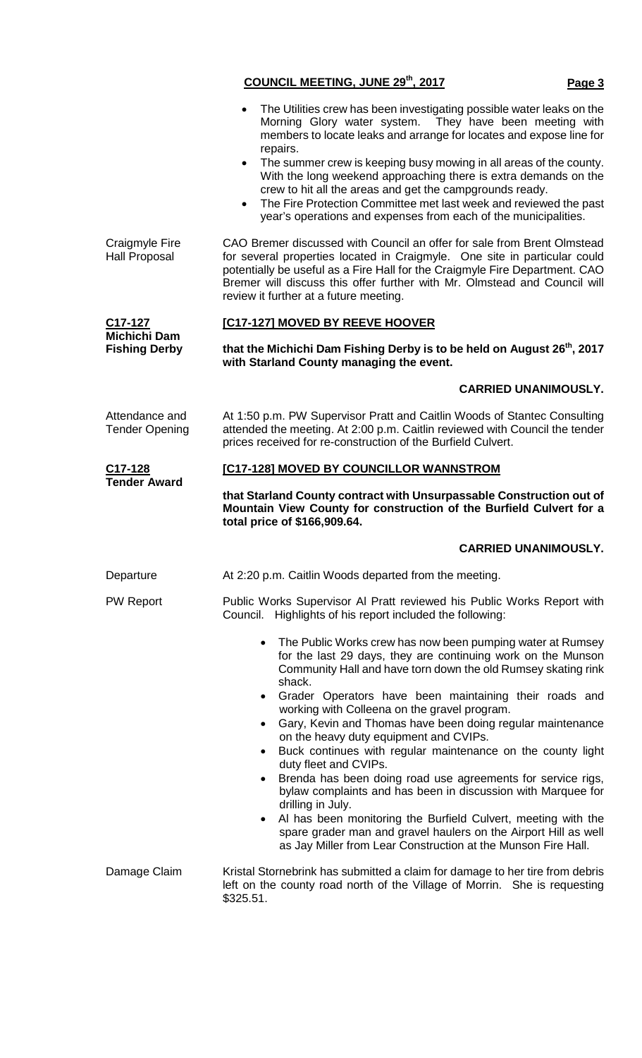- The Utilities crew has been investigating possible water leaks on the Morning Glory water system. They have been meeting with members to locate leaks and arrange for locates and expose line for repairs.
- The summer crew is keeping busy mowing in all areas of the county. With the long weekend approaching there is extra demands on the crew to hit all the areas and get the campgrounds ready.
- The Fire Protection Committee met last week and reviewed the past year's operations and expenses from each of the municipalities.

Craigmyle Fire Hall Proposal

CAO Bremer discussed with Council an offer for sale from Brent Olmstead for several properties located in Craigmyle. One site in particular could potentially be useful as a Fire Hall for the Craigmyle Fire Department. CAO Bremer will discuss this offer further with Mr. Olmstead and Council will review it further at a future meeting.

**C17-127**
**Michichi Dam Fishing Derby**

**[C17-127] MOVED BY REEVE HOOVER**

**that the Michichi Dam Fishing Derby is to be held on August 26th, 2017 with Starland County managing the event.**

**CARRIED UNANIMOUSLY.**

Attendance and Tender Opening

At 1:50 p.m. PW Supervisor Pratt and Caitlin Woods of Stantec Consulting attended the meeting. At 2:00 p.m. Caitlin reviewed with Council the tender prices received for re-construction of the Burfield Culvert.

**C17-128**
**Tender Award**

**[C17-128] MOVED BY COUNCILLOR WANNSTROM**

**that Starland County contract with Unsurpassable Construction out of Mountain View County for construction of the Burfield Culvert for a total price of $166,909.64.**

**CARRIED UNANIMOUSLY.**

Departure

At 2:20 p.m. Caitlin Woods departed from the meeting.

PW Report

Public Works Supervisor Al Pratt reviewed his Public Works Report with Council. Highlights of his report included the following:

- The Public Works crew has now been pumping water at Rumsey for the last 29 days, they are continuing work on the Munson Community Hall and have torn down the old Rumsey skating rink shack.
- Grader Operators have been maintaining their roads and working with Colleena on the gravel program.
- Gary, Kevin and Thomas have been doing regular maintenance on the heavy duty equipment and CVIPs.
- Buck continues with regular maintenance on the county light duty fleet and CVIPs.
- Brenda has been doing road use agreements for service rigs, bylaw complaints and has been in discussion with Marquee for drilling in July.
- Al has been monitoring the Burfield Culvert, meeting with the spare grader man and gravel haulers on the Airport Hill as well as Jay Miller from Lear Construction at the Munson Fire Hall.

Damage Claim

Kristal Stornebrink has submitted a claim for damage to her tire from debris left on the county road north of the Village of Morrin. She is requesting $325.51.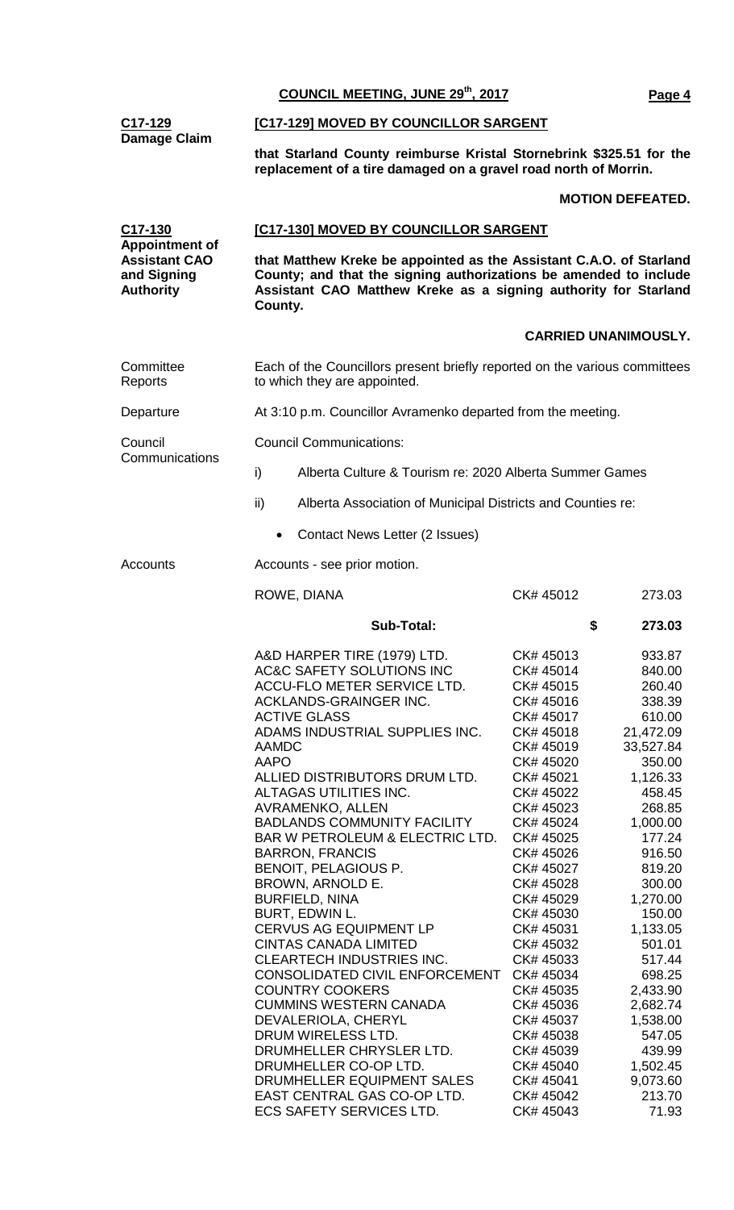**C17-129**
**Damage Claim**

**[C17-129] MOVED BY COUNCILLOR SARGENT**

**that Starland County reimburse Kristal Stornebrink $325.51 for the replacement of a tire damaged on a gravel road north of Morrin.**

**MOTION DEFEATED.**

**C17-130**
**Appointment of Assistant CAO and Signing Authority**

**[C17-130] MOVED BY COUNCILLOR SARGENT**

**that Matthew Kreke be appointed as the Assistant C.A.O. of Starland County; and that the signing authorizations be amended to include Assistant CAO Matthew Kreke as a signing authority for Starland County.**

**CARRIED UNANIMOUSLY.**

Committee Reports

Each of the Councillors present briefly reported on the various committees to which they are appointed.

Departure

At 3:10 p.m. Councillor Avramenko departed from the meeting.

Council Communications

Council Communications:

i) Alberta Culture & Tourism re: 2020 Alberta Summer Games

ii) Alberta Association of Municipal Districts and Counties re:

- Contact News Letter (2 Issues)

Accounts

Accounts - see prior motion.

| | | |
|---|---|---|
| ROWE, DIANA | CK# 45012 | 273.03 |
| **Sub-Total:** | | **$ 273.03** |
| A&D HARPER TIRE (1979) LTD. | CK# 45013 | 933.87 |
| AC&C SAFETY SOLUTIONS INC | CK# 45014 | 840.00 |
| ACCU-FLO METER SERVICE LTD. | CK# 45015 | 260.40 |
| ACKLANDS-GRAINGER INC. | CK# 45016 | 338.39 |
| ACTIVE GLASS | CK# 45017 | 610.00 |
| ADAMS INDUSTRIAL SUPPLIES INC. | CK# 45018 | 21,472.09 |
| AAMDC | CK# 45019 | 33,527.84 |
| AAPO | CK# 45020 | 350.00 |
| ALLIED DISTRIBUTORS DRUM LTD. | CK# 45021 | 1,126.33 |
| ALTAGAS UTILITIES INC. | CK# 45022 | 458.45 |
| AVRAMENKO, ALLEN | CK# 45023 | 268.85 |
| BADLANDS COMMUNITY FACILITY | CK# 45024 | 1,000.00 |
| BAR W PETROLEUM & ELECTRIC LTD. | CK# 45025 | 177.24 |
| BARRON, FRANCIS | CK# 45026 | 916.50 |
| BENOIT, PELAGIOUS P. | CK# 45027 | 819.20 |
| BROWN, ARNOLD E. | CK# 45028 | 300.00 |
| BURFIELD, NINA | CK# 45029 | 1,270.00 |
| BURT, EDWIN L. | CK# 45030 | 150.00 |
| CERVUS AG EQUIPMENT LP | CK# 45031 | 1,133.05 |
| CINTAS CANADA LIMITED | CK# 45032 | 501.01 |
| CLEARTECH INDUSTRIES INC. | CK# 45033 | 517.44 |
| CONSOLIDATED CIVIL ENFORCEMENT | CK# 45034 | 698.25 |
| COUNTRY COOKERS | CK# 45035 | 2,433.90 |
| CUMMINS WESTERN CANADA | CK# 45036 | 2,682.74 |
| DEVALERIOLA, CHERYL | CK# 45037 | 1,538.00 |
| DRUM WIRELESS LTD. | CK# 45038 | 547.05 |
| DRUMHELLER CHRYSLER LTD. | CK# 45039 | 439.99 |
| DRUMHELLER CO-OP LTD. | CK# 45040 | 1,502.45 |
| DRUMHELLER EQUIPMENT SALES | CK# 45041 | 9,073.60 |
| EAST CENTRAL GAS CO-OP LTD. | CK# 45042 | 213.70 |
| ECS SAFETY SERVICES LTD. | CK# 45043 | 71.93 |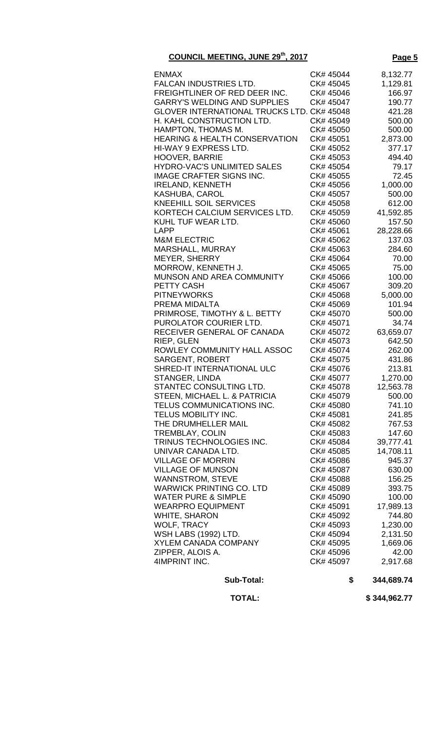| | | |
|---|---|---|
| ENMAX | CK# 45044 | 8,132.77 |
| FALCAN INDUSTRIES LTD. | CK# 45045 | 1,129.81 |
| FREIGHTLINER OF RED DEER INC. | CK# 45046 | 166.97 |
| GARRY'S WELDING AND SUPPLIES | CK# 45047 | 190.77 |
| GLOVER INTERNATIONAL TRUCKS LTD. | CK# 45048 | 421.28 |
| H. KAHL CONSTRUCTION LTD. | CK# 45049 | 500.00 |
| HAMPTON, THOMAS M. | CK# 45050 | 500.00 |
| HEARING & HEALTH CONSERVATION | CK# 45051 | 2,873.00 |
| HI-WAY 9 EXPRESS LTD. | CK# 45052 | 377.17 |
| HOOVER, BARRIE | CK# 45053 | 494.40 |
| HYDRO-VAC'S UNLIMITED SALES | CK# 45054 | 79.17 |
| IMAGE CRAFTER SIGNS INC. | CK# 45055 | 72.45 |
| IRELAND, KENNETH | CK# 45056 | 1,000.00 |
| KASHUBA, CAROL | CK# 45057 | 500.00 |
| KNEEHILL SOIL SERVICES | CK# 45058 | 612.00 |
| KORTECH CALCIUM SERVICES LTD. | CK# 45059 | 41,592.85 |
| KUHL TUF WEAR LTD. | CK# 45060 | 157.50 |
| LAPP | CK# 45061 | 28,228.66 |
| M&M ELECTRIC | CK# 45062 | 137.03 |
| MARSHALL, MURRAY | CK# 45063 | 284.60 |
| MEYER, SHERRY | CK# 45064 | 70.00 |
| MORROW, KENNETH J. | CK# 45065 | 75.00 |
| MUNSON AND AREA COMMUNITY | CK# 45066 | 100.00 |
| PETTY CASH | CK# 45067 | 309.20 |
| PITNEYWORKS | CK# 45068 | 5,000.00 |
| PREMA MIDALTA | CK# 45069 | 101.94 |
| PRIMROSE, TIMOTHY & L. BETTY | CK# 45070 | 500.00 |
| PUROLATOR COURIER LTD. | CK# 45071 | 34.74 |
| RECEIVER GENERAL OF CANADA | CK# 45072 | 63,659.07 |
| RIEP, GLEN | CK# 45073 | 642.50 |
| ROWLEY COMMUNITY HALL ASSOC | CK# 45074 | 262.00 |
| SARGENT, ROBERT | CK# 45075 | 431.86 |
| SHRED-IT INTERNATIONAL ULC | CK# 45076 | 213.81 |
| STANGER, LINDA | CK# 45077 | 1,270.00 |
| STANTEC CONSULTING LTD. | CK# 45078 | 12,563.78 |
| STEEN, MICHAEL L. & PATRICIA | CK# 45079 | 500.00 |
| TELUS COMMUNICATIONS INC. | CK# 45080 | 741.10 |
| TELUS MOBILITY INC. | CK# 45081 | 241.85 |
| THE DRUMHELLER MAIL | CK# 45082 | 767.53 |
| TREMBLAY, COLIN | CK# 45083 | 147.60 |
| TRINUS TECHNOLOGIES INC. | CK# 45084 | 39,777.41 |
| UNIVAR CANADA LTD. | CK# 45085 | 14,708.11 |
| VILLAGE OF MORRIN | CK# 45086 | 945.37 |
| VILLAGE OF MUNSON | CK# 45087 | 630.00 |
| WANNSTROM, STEVE | CK# 45088 | 156.25 |
| WARWICK PRINTING CO. LTD | CK# 45089 | 393.75 |
| WATER PURE & SIMPLE | CK# 45090 | 100.00 |
| WEARPRO EQUIPMENT | CK# 45091 | 17,989.13 |
| WHITE, SHARON | CK# 45092 | 744.80 |
| WOLF, TRACY | CK# 45093 | 1,230.00 |
| WSH LABS (1992) LTD. | CK# 45094 | 2,131.50 |
| XYLEM CANADA COMPANY | CK# 45095 | 1,669.06 |
| ZIPPER, ALOIS A. | CK# 45096 | 42.00 |
| 4IMPRINT INC. | CK# 45097 | 2,917.68 |
| **Sub-Total:** | **$** | **344,689.74** |
| **TOTAL:** | | **$ 344,962.77** |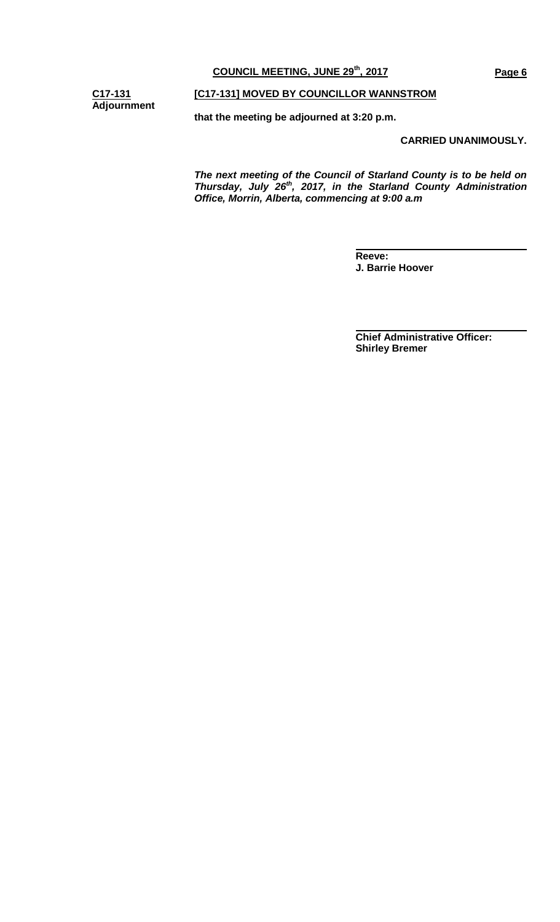**C17-131**
**Adjournment**

**[C17-131] MOVED BY COUNCILLOR WANNSTROM**

**that the meeting be adjourned at 3:20 p.m.**

**CARRIED UNANIMOUSLY.**

***The next meeting of the Council of Starland County is to be held on Thursday, July 26th, 2017, in the Starland County Administration Office, Morrin, Alberta, commencing at 9:00 a.m***

______________________________
**Reeve:**
**J. Barrie Hoover**

______________________________
**Chief Administrative Officer:**
**Shirley Bremer**